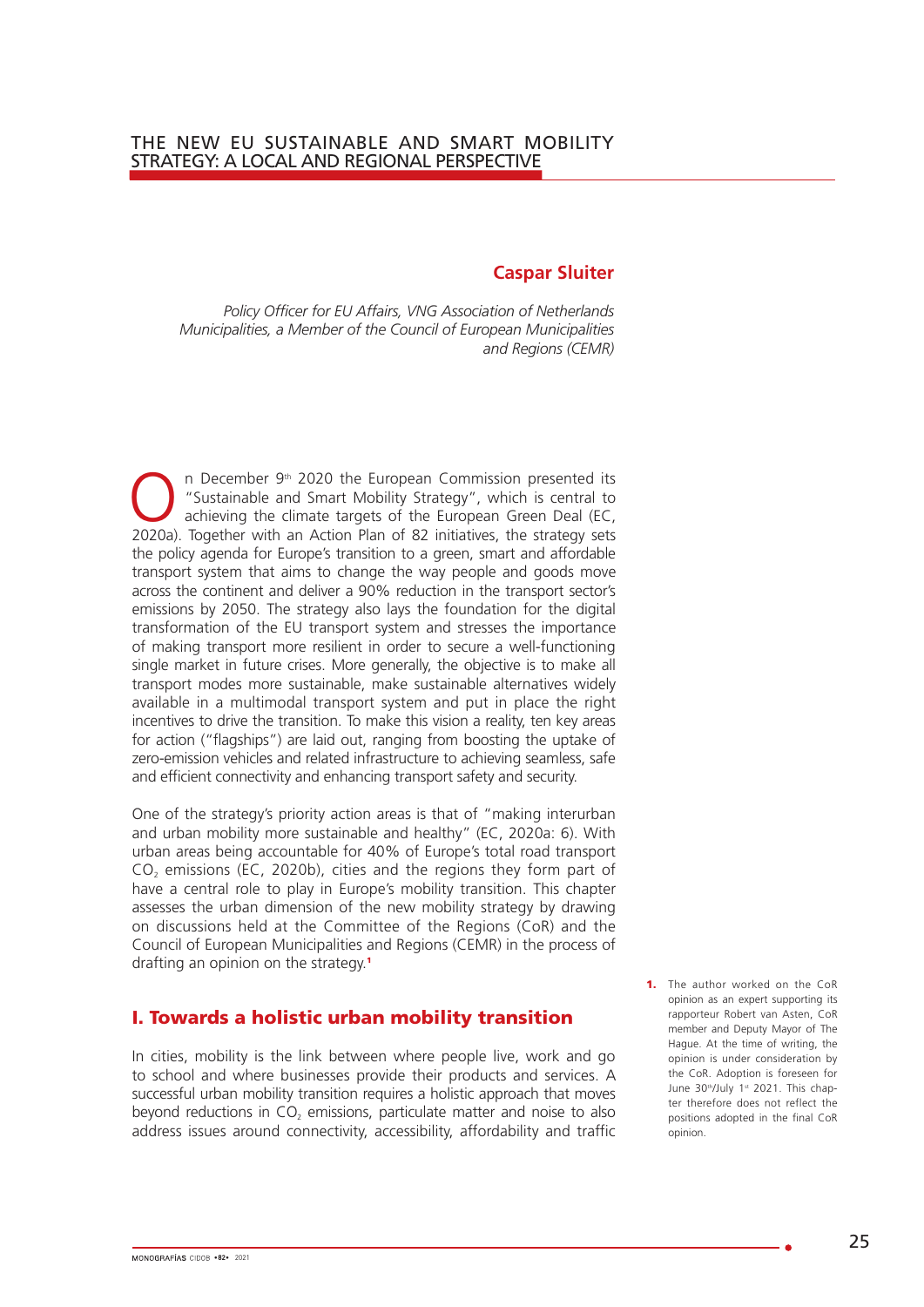# THE NEW EU SUSTAINABLE AND SMART MOBILITY STRATEGY: A LOCAL AND REGIONAL PERSPECTIVE

**Caspar Sluiter**

*Policy Officer for EU Affairs, VNG Association of Netherlands Municipalities, a Member of the Council of European Municipalities and Regions (CEMR)*

On December 9th 2020 the European Commission presented its "Sustainable and Smart Mobility Strategy", which is central to achieving the climate targets of the European Green Deal (EC, 2020a). Together with an Action Plan of 82 initiatives, the strategy sets the policy agenda for Europe's transition to a green, smart and affordable transport system that aims to change the way people and goods move across the continent and deliver a 90% reduction in the transport sector's emissions by 2050. The strategy also lays the foundation for the digital transformation of the EU transport system and stresses the importance of making transport more resilient in order to secure a well-functioning single market in future crises. More generally, the objective is to make all transport modes more sustainable, make sustainable alternatives widely available in a multimodal transport system and put in place the right incentives to drive the transition. To make this vision a reality, ten key areas for action ("flagships") are laid out, ranging from boosting the uptake of zero-emission vehicles and related infrastructure to achieving seamless, safe and efficient connectivity and enhancing transport safety and security.

One of the strategy's priority action areas is that of "making interurban and urban mobility more sustainable and healthy" (EC, 2020a: 6). With urban areas being accountable for 40% of Europe's total road transport $CO_2$ emissions (EC, 2020b), cities and the regions they form part of have a central role to play in Europe's mobility transition. This chapter assesses the urban dimension of the new mobility strategy by drawing on discussions held at the Committee of the Regions (CoR) and the Council of European Municipalities and Regions (CEMR) in the process of drafting an opinion on the strategy.[1]

## I. Towards a holistic urban mobility transition

In cities, mobility is the link between where people live, work and go to school and where businesses provide their products and services. A successful urban mobility transition requires a holistic approach that moves beyond reductions in $CO_2$ emissions, particulate matter and noise to also address issues around connectivity, accessibility, affordability and traffic

1. The author worked on the CoR opinion as an expert supporting its rapporteur Robert van Asten, CoR member and Deputy Mayor of The Hague. At the time of writing, the opinion is under consideration by the CoR. Adoption is foreseen for June 30th/July 1st 2021. This chapter therefore does not reflect the positions adopted in the final CoR opinion.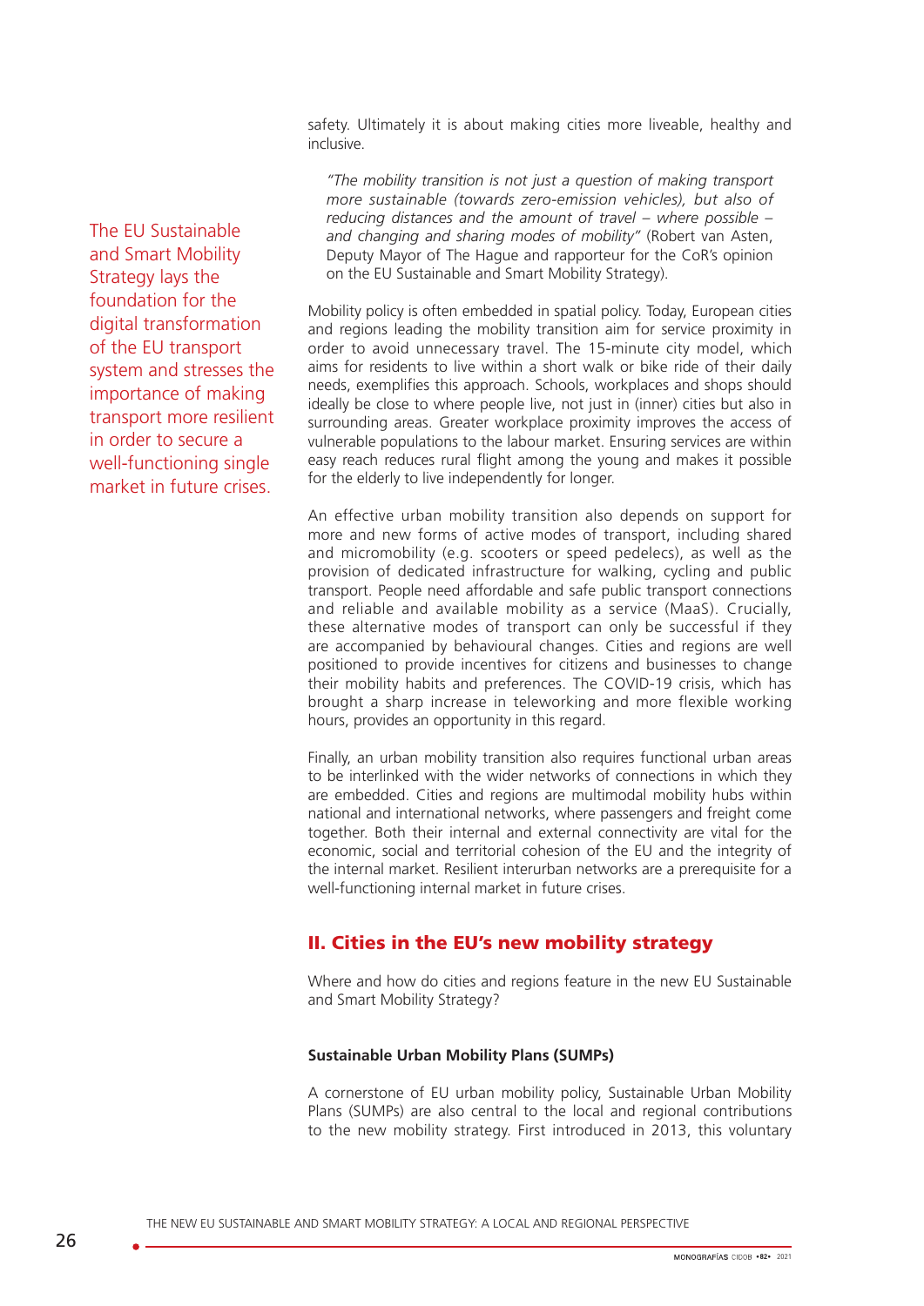safety. Ultimately it is about making cities more liveable, healthy and inclusive.

> *"The mobility transition is not just a question of making transport more sustainable (towards zero-emission vehicles), but also of reducing distances and the amount of travel – where possible – and changing and sharing modes of mobility"* (Robert van Asten, Deputy Mayor of The Hague and rapporteur for the CoR's opinion on the EU Sustainable and Smart Mobility Strategy).

The EU Sustainable and Smart Mobility Strategy lays the foundation for the digital transformation of the EU transport system and stresses the importance of making transport more resilient in order to secure a well-functioning single market in future crises.

Mobility policy is often embedded in spatial policy. Today, European cities and regions leading the mobility transition aim for service proximity in order to avoid unnecessary travel. The 15-minute city model, which aims for residents to live within a short walk or bike ride of their daily needs, exemplifies this approach. Schools, workplaces and shops should ideally be close to where people live, not just in (inner) cities but also in surrounding areas. Greater workplace proximity improves the access of vulnerable populations to the labour market. Ensuring services are within easy reach reduces rural flight among the young and makes it possible for the elderly to live independently for longer.

An effective urban mobility transition also depends on support for more and new forms of active modes of transport, including shared and micromobility (e.g. scooters or speed pedelecs), as well as the provision of dedicated infrastructure for walking, cycling and public transport. People need affordable and safe public transport connections and reliable and available mobility as a service (MaaS). Crucially, these alternative modes of transport can only be successful if they are accompanied by behavioural changes. Cities and regions are well positioned to provide incentives for citizens and businesses to change their mobility habits and preferences. The COVID-19 crisis, which has brought a sharp increase in teleworking and more flexible working hours, provides an opportunity in this regard.

Finally, an urban mobility transition also requires functional urban areas to be interlinked with the wider networks of connections in which they are embedded. Cities and regions are multimodal mobility hubs within national and international networks, where passengers and freight come together. Both their internal and external connectivity are vital for the economic, social and territorial cohesion of the EU and the integrity of the internal market. Resilient interurban networks are a prerequisite for a well-functioning internal market in future crises.

## II. Cities in the EU's new mobility strategy

Where and how do cities and regions feature in the new EU Sustainable and Smart Mobility Strategy?

**Sustainable Urban Mobility Plans (SUMPs)**

A cornerstone of EU urban mobility policy, Sustainable Urban Mobility Plans (SUMPs) are also central to the local and regional contributions to the new mobility strategy. First introduced in 2013, this voluntary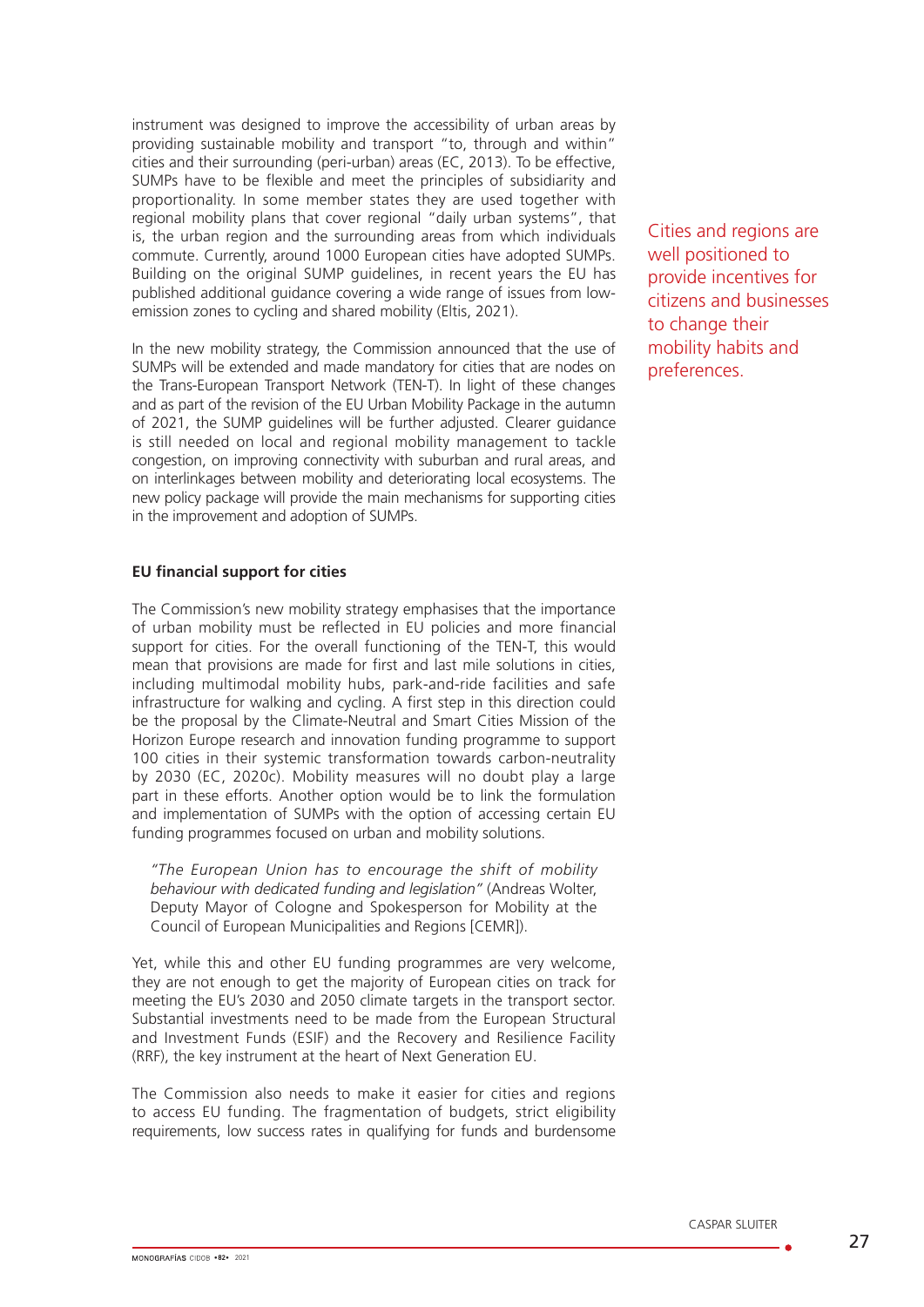instrument was designed to improve the accessibility of urban areas by providing sustainable mobility and transport "to, through and within" cities and their surrounding (peri-urban) areas (EC, 2013). To be effective, SUMPs have to be flexible and meet the principles of subsidiarity and proportionality. In some member states they are used together with regional mobility plans that cover regional "daily urban systems", that is, the urban region and the surrounding areas from which individuals commute. Currently, around 1000 European cities have adopted SUMPs. Building on the original SUMP guidelines, in recent years the EU has published additional guidance covering a wide range of issues from low-emission zones to cycling and shared mobility (Eltis, 2021).

In the new mobility strategy, the Commission announced that the use of SUMPs will be extended and made mandatory for cities that are nodes on the Trans-European Transport Network (TEN-T). In light of these changes and as part of the revision of the EU Urban Mobility Package in the autumn of 2021, the SUMP guidelines will be further adjusted. Clearer guidance is still needed on local and regional mobility management to tackle congestion, on improving connectivity with suburban and rural areas, and on interlinkages between mobility and deteriorating local ecosystems. The new policy package will provide the main mechanisms for supporting cities in the improvement and adoption of SUMPs.

Cities and regions are well positioned to provide incentives for citizens and businesses to change their mobility habits and preferences.

**EU financial support for cities**

The Commission's new mobility strategy emphasises that the importance of urban mobility must be reflected in EU policies and more financial support for cities. For the overall functioning of the TEN-T, this would mean that provisions are made for first and last mile solutions in cities, including multimodal mobility hubs, park-and-ride facilities and safe infrastructure for walking and cycling. A first step in this direction could be the proposal by the Climate-Neutral and Smart Cities Mission of the Horizon Europe research and innovation funding programme to support 100 cities in their systemic transformation towards carbon-neutrality by 2030 (EC, 2020c). Mobility measures will no doubt play a large part in these efforts. Another option would be to link the formulation and implementation of SUMPs with the option of accessing certain EU funding programmes focused on urban and mobility solutions.

> *"The European Union has to encourage the shift of mobility behaviour with dedicated funding and legislation"* (Andreas Wolter, Deputy Mayor of Cologne and Spokesperson for Mobility at the Council of European Municipalities and Regions [CEMR]).

Yet, while this and other EU funding programmes are very welcome, they are not enough to get the majority of European cities on track for meeting the EU's 2030 and 2050 climate targets in the transport sector. Substantial investments need to be made from the European Structural and Investment Funds (ESIF) and the Recovery and Resilience Facility (RRF), the key instrument at the heart of Next Generation EU.

The Commission also needs to make it easier for cities and regions to access EU funding. The fragmentation of budgets, strict eligibility requirements, low success rates in qualifying for funds and burdensome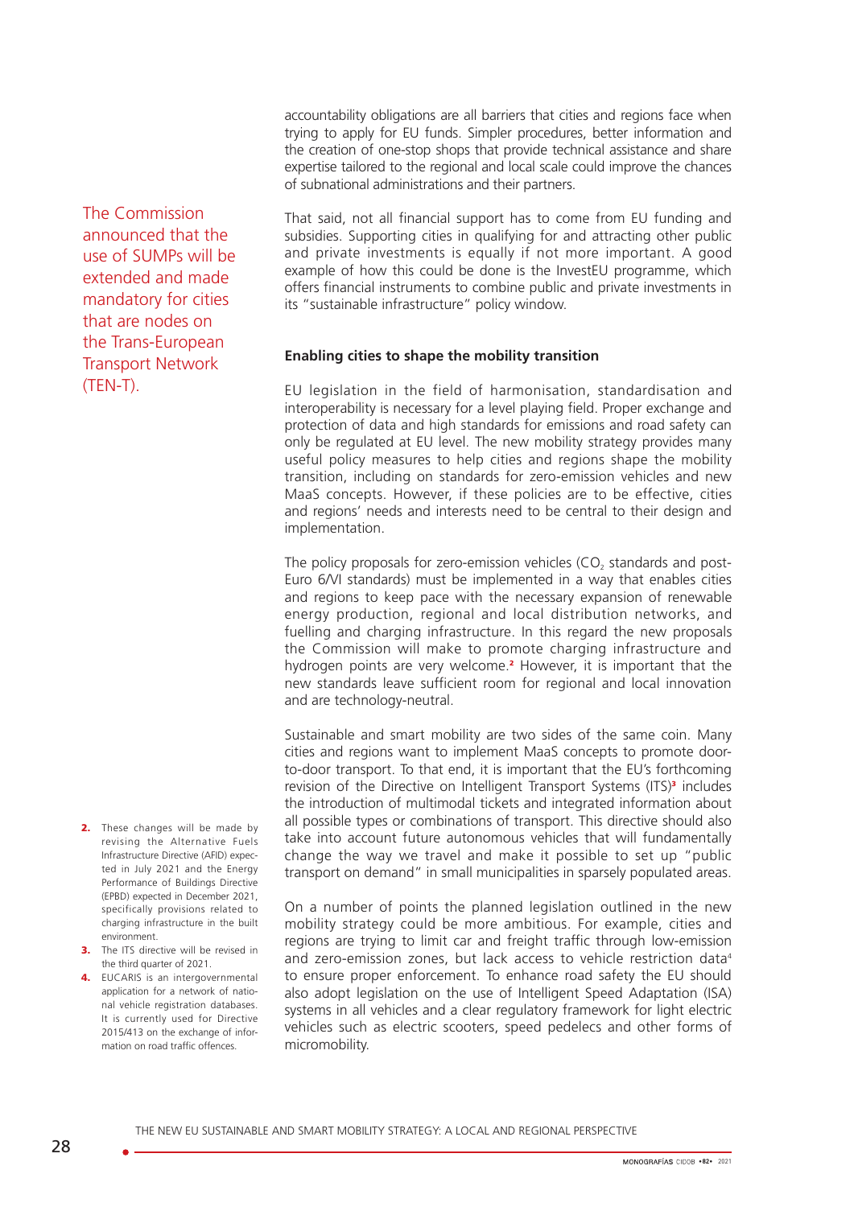accountability obligations are all barriers that cities and regions face when trying to apply for EU funds. Simpler procedures, better information and the creation of one-stop shops that provide technical assistance and share expertise tailored to the regional and local scale could improve the chances of subnational administrations and their partners.

The Commission announced that the use of SUMPs will be extended and made mandatory for cities that are nodes on the Trans-European Transport Network (TEN-T).

That said, not all financial support has to come from EU funding and subsidies. Supporting cities in qualifying for and attracting other public and private investments is equally if not more important. A good example of how this could be done is the InvestEU programme, which offers financial instruments to combine public and private investments in its "sustainable infrastructure" policy window.

### Enabling cities to shape the mobility transition

EU legislation in the field of harmonisation, standardisation and interoperability is necessary for a level playing field. Proper exchange and protection of data and high standards for emissions and road safety can only be regulated at EU level. The new mobility strategy provides many useful policy measures to help cities and regions shape the mobility transition, including on standards for zero-emission vehicles and new MaaS concepts. However, if these policies are to be effective, cities and regions' needs and interests need to be central to their design and implementation.

The policy proposals for zero-emission vehicles ($CO_2$ standards and post-Euro 6/VI standards) must be implemented in a way that enables cities and regions to keep pace with the necessary expansion of renewable energy production, regional and local distribution networks, and fuelling and charging infrastructure. In this regard the new proposals the Commission will make to promote charging infrastructure and hydrogen points are very welcome.[2] However, it is important that the new standards leave sufficient room for regional and local innovation and are technology-neutral.

Sustainable and smart mobility are two sides of the same coin. Many cities and regions want to implement MaaS concepts to promote door-to-door transport. To that end, it is important that the EU's forthcoming revision of the Directive on Intelligent Transport Systems (ITS)[3] includes the introduction of multimodal tickets and integrated information about all possible types or combinations of transport. This directive should also take into account future autonomous vehicles that will fundamentally change the way we travel and make it possible to set up "public transport on demand" in small municipalities in sparsely populated areas.

On a number of points the planned legislation outlined in the new mobility strategy could be more ambitious. For example, cities and regions are trying to limit car and freight traffic through low-emission and zero-emission zones, but lack access to vehicle restriction data[4] to ensure proper enforcement. To enhance road safety the EU should also adopt legislation on the use of Intelligent Speed Adaptation (ISA) systems in all vehicles and a clear regulatory framework for light electric vehicles such as electric scooters, speed pedelecs and other forms of micromobility.

2. These changes will be made by revising the Alternative Fuels Infrastructure Directive (AFID) expected in July 2021 and the Energy Performance of Buildings Directive (EPBD) expected in December 2021, specifically provisions related to charging infrastructure in the built environment.
3. The ITS directive will be revised in the third quarter of 2021.
4. EUCARIS is an intergovernmental application for a network of national vehicle registration databases. It is currently used for Directive 2015/413 on the exchange of information on road traffic offences.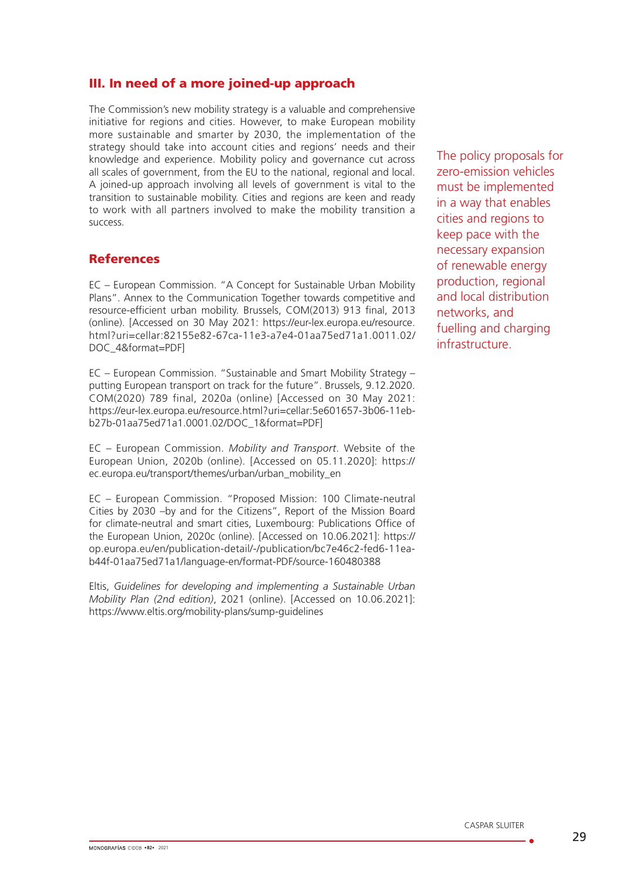## III. In need of a more joined-up approach

The Commission's new mobility strategy is a valuable and comprehensive initiative for regions and cities. However, to make European mobility more sustainable and smarter by 2030, the implementation of the strategy should take into account cities and regions' needs and their knowledge and experience. Mobility policy and governance cut across all scales of government, from the EU to the national, regional and local. A joined-up approach involving all levels of government is vital to the transition to sustainable mobility. Cities and regions are keen and ready to work with all partners involved to make the mobility transition a success.

The policy proposals for zero-emission vehicles must be implemented in a way that enables cities and regions to keep pace with the necessary expansion of renewable energy production, regional and local distribution networks, and fuelling and charging infrastructure.

## References

EC – European Commission. "A Concept for Sustainable Urban Mobility Plans". Annex to the Communication Together towards competitive and resource-efficient urban mobility. Brussels, COM(2013) 913 final, 2013 (online). [Accessed on 30 May 2021: https://eur-lex.europa.eu/resource.html?uri=cellar:82155e82-67ca-11e3-a7e4-01aa75ed71a1.0011.02/DOC_4&format=PDF]

EC – European Commission. "Sustainable and Smart Mobility Strategy – putting European transport on track for the future". Brussels, 9.12.2020. COM(2020) 789 final, 2020a (online) [Accessed on 30 May 2021: https://eur-lex.europa.eu/resource.html?uri=cellar:5e601657-3b06-11eb-b27b-01aa75ed71a1.0001.02/DOC_1&format=PDF]

EC – European Commission. *Mobility and Transport*. Website of the European Union, 2020b (online). [Accessed on 05.11.2020]: https://ec.europa.eu/transport/themes/urban/urban_mobility_en

EC – European Commission. "Proposed Mission: 100 Climate-neutral Cities by 2030 –by and for the Citizens", Report of the Mission Board for climate-neutral and smart cities, Luxembourg: Publications Office of the European Union, 2020c (online). [Accessed on 10.06.2021]: https://op.europa.eu/en/publication-detail/-/publication/bc7e46c2-fed6-11ea-b44f-01aa75ed71a1/language-en/format-PDF/source-160480388

Eltis, *Guidelines for developing and implementing a Sustainable Urban Mobility Plan (2nd edition)*, 2021 (online). [Accessed on 10.06.2021]: https://www.eltis.org/mobility-plans/sump-guidelines